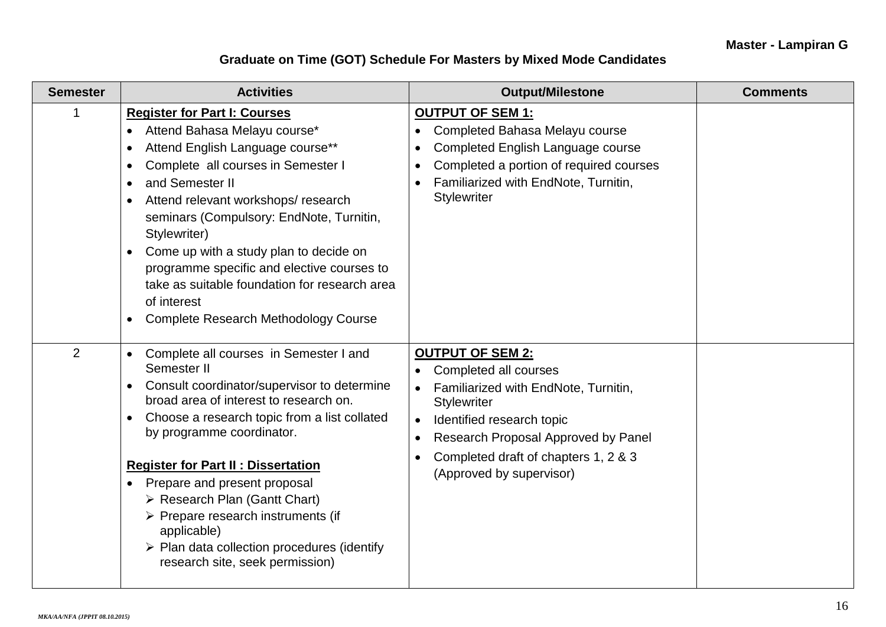**Master - Lampiran G**

**Graduate on Time (GOT) Schedule For Masters by Mixed Mode Candidates**

| Semester | Activities | Output/Milestone | Comments |
|---|---|---|---|
| 1 | **<u>Register for Part I: Courses</u>**<br>• Attend Bahasa Melayu course*<br>• Attend English Language course**<br>• Complete all courses in Semester I<br>• and Semester II<br>• Attend relevant workshops/ research seminars (Compulsory: EndNote, Turnitin, Stylewriter)<br>• Come up with a study plan to decide on programme specific and elective courses to take as suitable foundation for research area of interest<br>• Complete Research Methodology Course | **<u>OUTPUT OF SEM 1:</u>**<br>• Completed Bahasa Melayu course<br>• Completed English Language course<br>• Completed a portion of required courses<br>• Familiarized with EndNote, Turnitin, Stylewriter | |
| 2 | • Complete all courses in Semester I and Semester II<br>• Consult coordinator/supervisor to determine broad area of interest to research on.<br>• Choose a research topic from a list collated by programme coordinator.<br><br>**<u>Register for Part II : Dissertation</u>**<br>• Prepare and present proposal<br>&nbsp;&nbsp;➢ Research Plan (Gantt Chart)<br>&nbsp;&nbsp;➢ Prepare research instruments (if applicable)<br>&nbsp;&nbsp;➢ Plan data collection procedures (identify research site, seek permission) | **<u>OUTPUT OF SEM 2:</u>**<br>• Completed all courses<br>• Familiarized with EndNote, Turnitin, Stylewriter<br>• Identified research topic<br>• Research Proposal Approved by Panel<br>• Completed draft of chapters 1, 2 & 3 (Approved by supervisor) | |

*MKA/AA/NFA (JPPIT 08.10.2015)*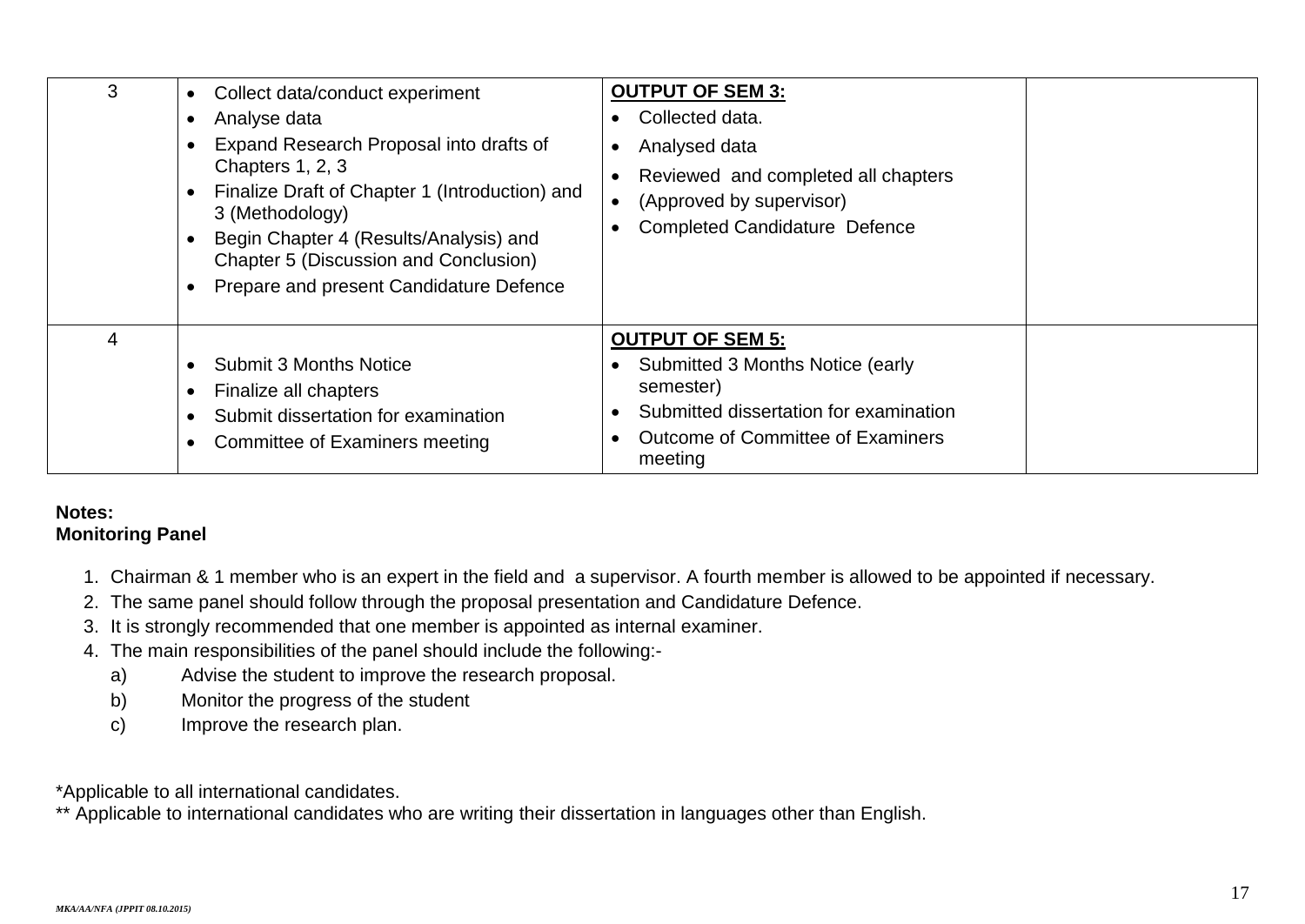| | | | |
|---|---|---|---|
| 3 | • Collect data/conduct experiment<br>• Analyse data<br>• Expand Research Proposal into drafts of Chapters 1, 2, 3<br>• Finalize Draft of Chapter 1 (Introduction) and 3 (Methodology)<br>• Begin Chapter 4 (Results/Analysis) and Chapter 5 (Discussion and Conclusion)<br>• Prepare and present Candidature Defence | **<u>OUTPUT OF SEM 3:</u>**<br>• Collected data.<br>• Analysed data<br>• Reviewed and completed all chapters<br>• (Approved by supervisor)<br>• Completed Candidature Defence | |
| 4 | • Submit 3 Months Notice<br>• Finalize all chapters<br>• Submit dissertation for examination<br>• Committee of Examiners meeting | **<u>OUTPUT OF SEM 5:</u>**<br>• Submitted 3 Months Notice (early semester)<br>• Submitted dissertation for examination<br>• Outcome of Committee of Examiners meeting | |

**Notes:**
**Monitoring Panel**

1. Chairman & 1 member who is an expert in the field and a supervisor. A fourth member is allowed to be appointed if necessary.
2. The same panel should follow through the proposal presentation and Candidature Defence.
3. It is strongly recommended that one member is appointed as internal examiner.
4. The main responsibilities of the panel should include the following:-
   a) Advise the student to improve the research proposal.
   b) Monitor the progress of the student
   c) Improve the research plan.

*Applicable to all international candidates.
** Applicable to international candidates who are writing their dissertation in languages other than English.

*MKA/AA/NFA (JPPIT 08.10.2015)*